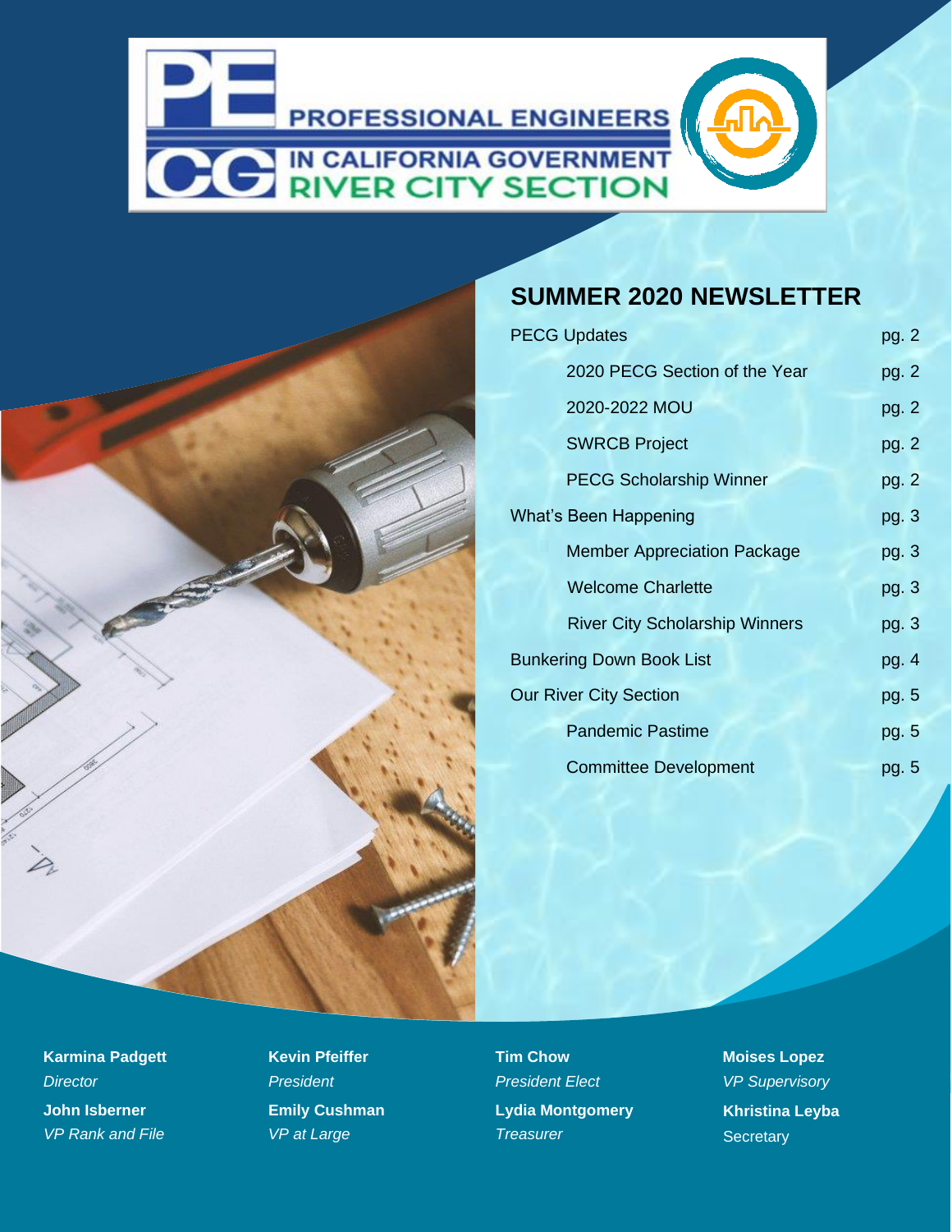# PROFESSIONAL ENGINEERS IN CALIFORNIA GOVERNMENT
# RIVER CITY SECTION

## SUMMER 2020 NEWSLETTER

| | |
|---|---|
| PECG Updates | pg. 2 |
| 2020 PECG Section of the Year | pg. 2 |
| 2020-2022 MOU | pg. 2 |
| SWRCB Project | pg. 2 |
| PECG Scholarship Winner | pg. 2 |
| What's Been Happening | pg. 3 |
| Member Appreciation Package | pg. 3 |
| Welcome Charlette | pg. 3 |
| River City Scholarship Winners | pg. 3 |
| Bunkering Down Book List | pg. 4 |
| Our River City Section | pg. 5 |
| Pandemic Pastime | pg. 5 |
| Committee Development | pg. 5 |

**Karmina Padgett**
*Director*

**John Isberner**
*VP Rank and File*

**Kevin Pfeiffer**
*President*

**Emily Cushman**
*VP at Large*

**Tim Chow**
*President Elect*

**Lydia Montgomery**
*Treasurer*

**Moises Lopez**
*VP Supervisory*

**Khristina Leyba**
Secretary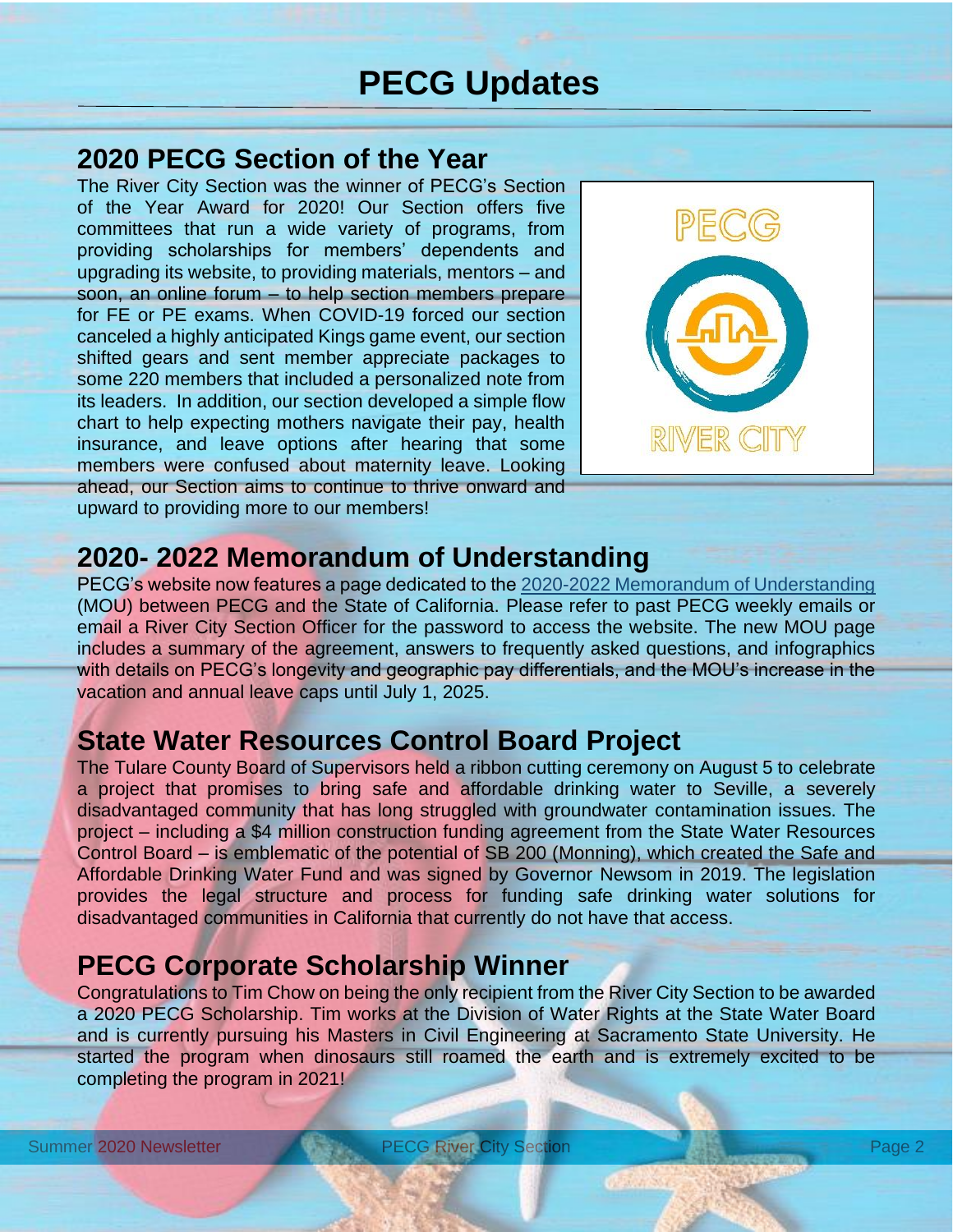# PECG Updates

## 2020 PECG Section of the Year

The River City Section was the winner of PECG's Section of the Year Award for 2020! Our Section offers five committees that run a wide variety of programs, from providing scholarships for members' dependents and upgrading its website, to providing materials, mentors – and soon, an online forum – to help section members prepare for FE or PE exams. When COVID-19 forced our section canceled a highly anticipated Kings game event, our section shifted gears and sent member appreciate packages to some 220 members that included a personalized note from its leaders. In addition, our section developed a simple flow chart to help expecting mothers navigate their pay, health insurance, and leave options after hearing that some members were confused about maternity leave. Looking ahead, our Section aims to continue to thrive onward and upward to providing more to our members!

## 2020- 2022 Memorandum of Understanding

PECG's website now features a page dedicated to the 2020-2022 Memorandum of Understanding (MOU) between PECG and the State of California. Please refer to past PECG weekly emails or email a River City Section Officer for the password to access the website. The new MOU page includes a summary of the agreement, answers to frequently asked questions, and infographics with details on PECG's longevity and geographic pay differentials, and the MOU's increase in the vacation and annual leave caps until July 1, 2025.

## State Water Resources Control Board Project

The Tulare County Board of Supervisors held a ribbon cutting ceremony on August 5 to celebrate a project that promises to bring safe and affordable drinking water to Seville, a severely disadvantaged community that has long struggled with groundwater contamination issues. The project – including a $4 million construction funding agreement from the State Water Resources Control Board – is emblematic of the potential of SB 200 (Monning), which created the Safe and Affordable Drinking Water Fund and was signed by Governor Newsom in 2019. The legislation provides the legal structure and process for funding safe drinking water solutions for disadvantaged communities in California that currently do not have that access.

## PECG Corporate Scholarship Winner

Congratulations to Tim Chow on being the only recipient from the River City Section to be awarded a 2020 PECG Scholarship. Tim works at the Division of Water Rights at the State Water Board and is currently pursuing his Masters in Civil Engineering at Sacramento State University. He started the program when dinosaurs still roamed the earth and is extremely excited to be completing the program in 2021!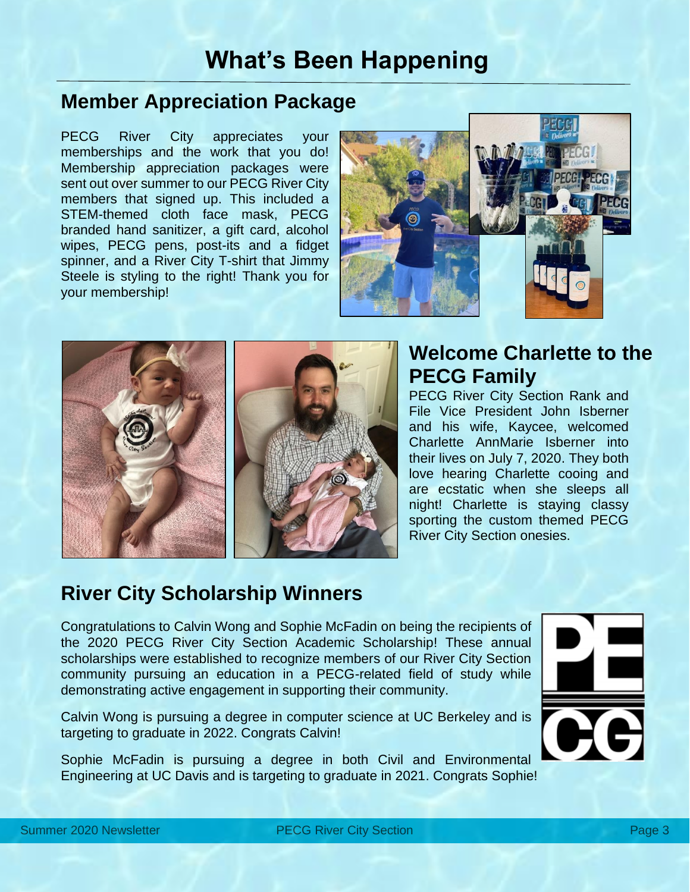# What's Been Happening

## Member Appreciation Package

PECG River City appreciates your memberships and the work that you do! Membership appreciation packages were sent out over summer to our PECG River City members that signed up. This included a STEM-themed cloth face mask, PECG branded hand sanitizer, a gift card, alcohol wipes, PECG pens, post-its and a fidget spinner, and a River City T-shirt that Jimmy Steele is styling to the right! Thank you for your membership!

## Welcome Charlette to the PECG Family

PECG River City Section Rank and File Vice President John Isberner and his wife, Kaycee, welcomed Charlette AnnMarie Isberner into their lives on July 7, 2020. They both love hearing Charlette cooing and are ecstatic when she sleeps all night! Charlette is staying classy sporting the custom themed PECG River City Section onesies.

## River City Scholarship Winners

Congratulations to Calvin Wong and Sophie McFadin on being the recipients of the 2020 PECG River City Section Academic Scholarship! These annual scholarships were established to recognize members of our River City Section community pursuing an education in a PECG-related field of study while demonstrating active engagement in supporting their community.

Calvin Wong is pursuing a degree in computer science at UC Berkeley and is targeting to graduate in 2022. Congrats Calvin!

Sophie McFadin is pursuing a degree in both Civil and Environmental Engineering at UC Davis and is targeting to graduate in 2021. Congrats Sophie!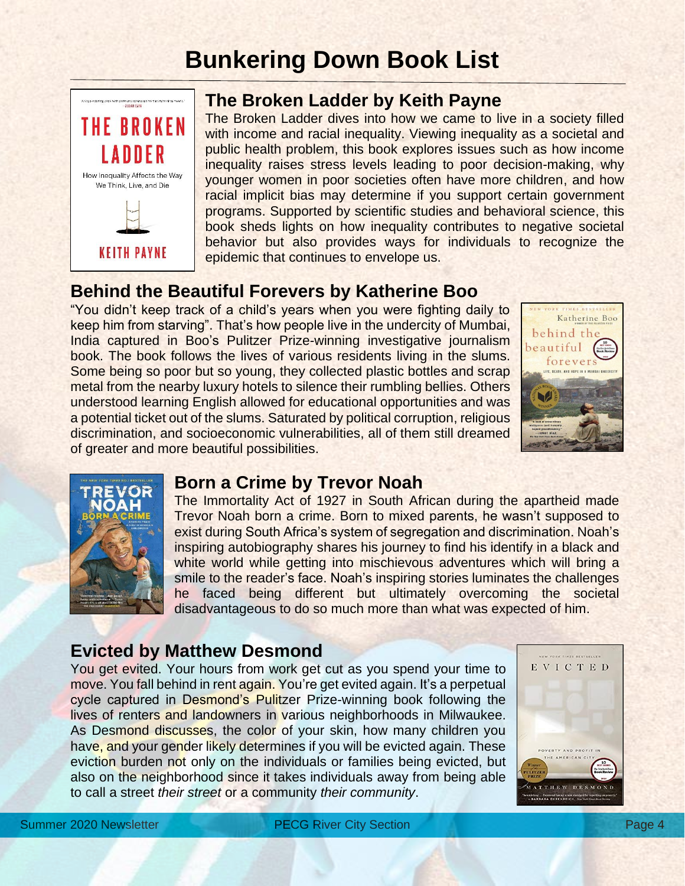# Bunkering Down Book List

## The Broken Ladder by Keith Payne

The Broken Ladder dives into how we came to live in a society filled with income and racial inequality. Viewing inequality as a societal and public health problem, this book explores issues such as how income inequality raises stress levels leading to poor decision-making, why younger women in poor societies often have more children, and how racial implicit bias may determine if you support certain government programs. Supported by scientific studies and behavioral science, this book sheds lights on how inequality contributes to negative societal behavior but also provides ways for individuals to recognize the epidemic that continues to envelope us.

## Behind the Beautiful Forevers by Katherine Boo

"You didn't keep track of a child's years when you were fighting daily to keep him from starving". That's how people live in the undercity of Mumbai, India captured in Boo's Pulitzer Prize-winning investigative journalism book. The book follows the lives of various residents living in the slums. Some being so poor but so young, they collected plastic bottles and scrap metal from the nearby luxury hotels to silence their rumbling bellies. Others understood learning English allowed for educational opportunities and was a potential ticket out of the slums. Saturated by political corruption, religious discrimination, and socioeconomic vulnerabilities, all of them still dreamed of greater and more beautiful possibilities.

## Born a Crime by Trevor Noah

The Immortality Act of 1927 in South African during the apartheid made Trevor Noah born a crime. Born to mixed parents, he wasn't supposed to exist during South Africa's system of segregation and discrimination. Noah's inspiring autobiography shares his journey to find his identify in a black and white world while getting into mischievous adventures which will bring a smile to the reader's face. Noah's inspiring stories luminates the challenges he faced being different but ultimately overcoming the societal disadvantageous to do so much more than what was expected of him.

## Evicted by Matthew Desmond

You get evited. Your hours from work get cut as you spend your time to move. You fall behind in rent again. You're get evited again. It's a perpetual cycle captured in Desmond's Pulitzer Prize-winning book following the lives of renters and landowners in various neighborhoods in Milwaukee. As Desmond discusses, the color of your skin, how many children you have, and your gender likely determines if you will be evicted again. These eviction burden not only on the individuals or families being evicted, but also on the neighborhood since it takes individuals away from being able to call a street *their street* or a community *their community*.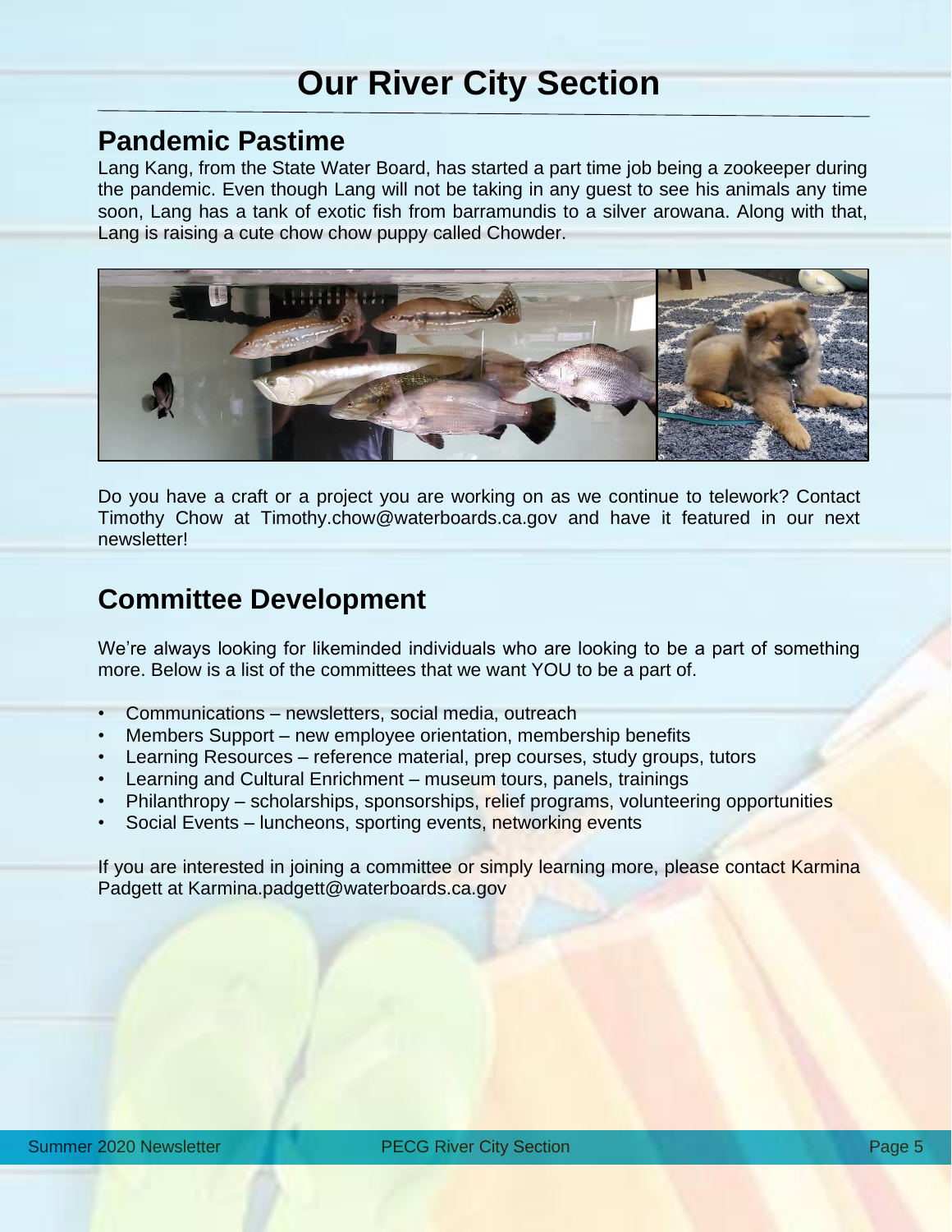# Our River City Section

## Pandemic Pastime

Lang Kang, from the State Water Board, has started a part time job being a zookeeper during the pandemic. Even though Lang will not be taking in any guest to see his animals any time soon, Lang has a tank of exotic fish from barramundis to a silver arowana. Along with that, Lang is raising a cute chow chow puppy called Chowder.

Do you have a craft or a project you are working on as we continue to telework? Contact Timothy Chow at Timothy.chow@waterboards.ca.gov and have it featured in our next newsletter!

## Committee Development

We're always looking for likeminded individuals who are looking to be a part of something more. Below is a list of the committees that we want YOU to be a part of.

- Communications – newsletters, social media, outreach
- Members Support – new employee orientation, membership benefits
- Learning Resources – reference material, prep courses, study groups, tutors
- Learning and Cultural Enrichment – museum tours, panels, trainings
- Philanthropy – scholarships, sponsorships, relief programs, volunteering opportunities
- Social Events – luncheons, sporting events, networking events

If you are interested in joining a committee or simply learning more, please contact Karmina Padgett at Karmina.padgett@waterboards.ca.gov